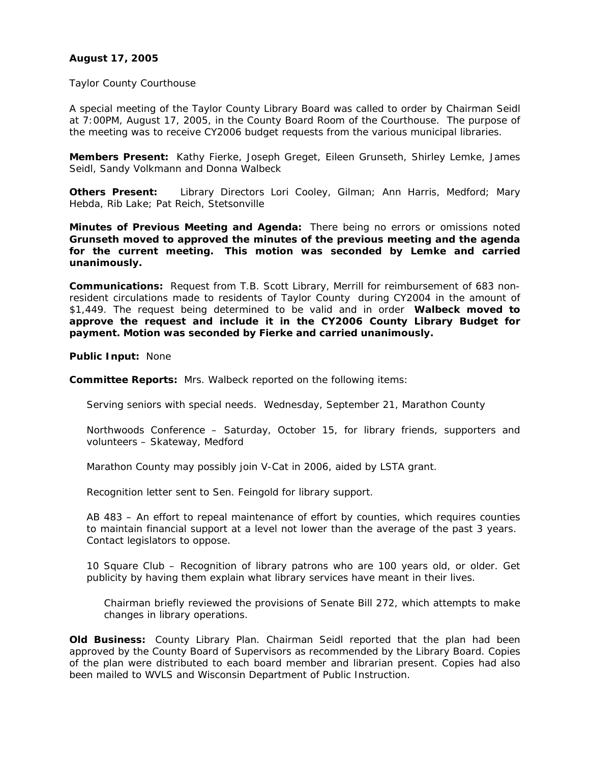**August 17, 2005**

Taylor County Courthouse

A special meeting of the Taylor County Library Board was called to order by Chairman Seidl at 7:00PM, August 17, 2005, in the County Board Room of the Courthouse. The purpose of the meeting was to receive CY2006 budget requests from the various municipal libraries.

**Members Present:** Kathy Fierke, Joseph Greget, Eileen Grunseth, Shirley Lemke, James Seidl, Sandy Volkmann and Donna Walbeck

**Others Present:** Library Directors Lori Cooley, Gilman; Ann Harris, Medford; Mary Hebda, Rib Lake; Pat Reich, Stetsonville

**Minutes of Previous Meeting and Agenda:** There being no errors or omissions noted **Grunseth moved to approved the minutes of the previous meeting and the agenda for the current meeting. This motion was seconded by Lemke and carried unanimously.**

**Communications:** Request from T.B. Scott Library, Merrill for reimbursement of 683 non-resident circulations made to residents of Taylor County during CY2004 in the amount of $1,449. The request being determined to be valid and in order **Walbeck moved to approve the request and include it in the CY2006 County Library Budget for payment. Motion was seconded by Fierke and carried unanimously.**

**Public Input:** None

**Committee Reports:** Mrs. Walbeck reported on the following items:

Serving seniors with special needs. Wednesday, September 21, Marathon County

Northwoods Conference – Saturday, October 15, for library friends, supporters and volunteers – Skateway, Medford

Marathon County may possibly join V-Cat in 2006, aided by LSTA grant.

Recognition letter sent to Sen. Feingold for library support.

AB 483 – An effort to repeal maintenance of effort by counties, which requires counties to maintain financial support at a level not lower than the average of the past 3 years. Contact legislators to oppose.

10 Square Club – Recognition of library patrons who are 100 years old, or older. Get publicity by having them explain what library services have meant in their lives.

Chairman briefly reviewed the provisions of Senate Bill 272, which attempts to make changes in library operations.

**Old Business:** County Library Plan. Chairman Seidl reported that the plan had been approved by the County Board of Supervisors as recommended by the Library Board. Copies of the plan were distributed to each board member and librarian present. Copies had also been mailed to WVLS and Wisconsin Department of Public Instruction.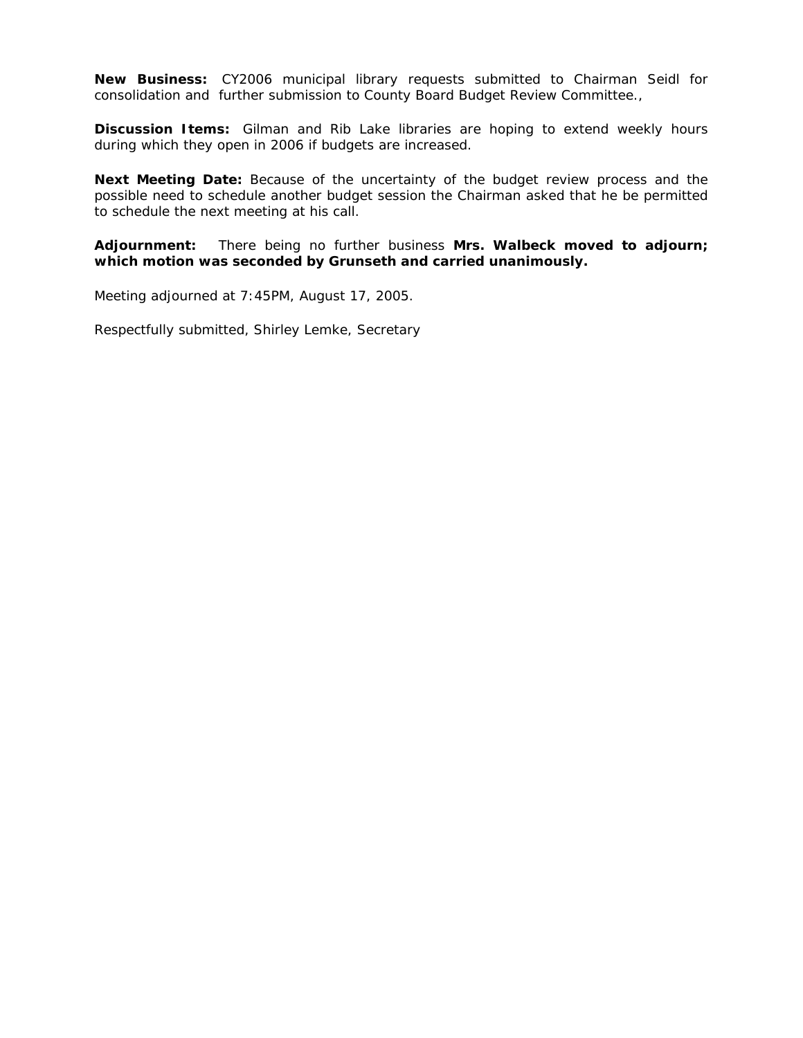**New Business:** CY2006 municipal library requests submitted to Chairman Seidl for consolidation and further submission to County Board Budget Review Committee.,

**Discussion Items:** Gilman and Rib Lake libraries are hoping to extend weekly hours during which they open in 2006 if budgets are increased.

**Next Meeting Date:** Because of the uncertainty of the budget review process and the possible need to schedule another budget session the Chairman asked that he be permitted to schedule the next meeting at his call.

**Adjournment:** There being no further business **Mrs. Walbeck moved to adjourn; which motion was seconded by Grunseth and carried unanimously.**

Meeting adjourned at 7:45PM, August 17, 2005.

Respectfully submitted, Shirley Lemke, Secretary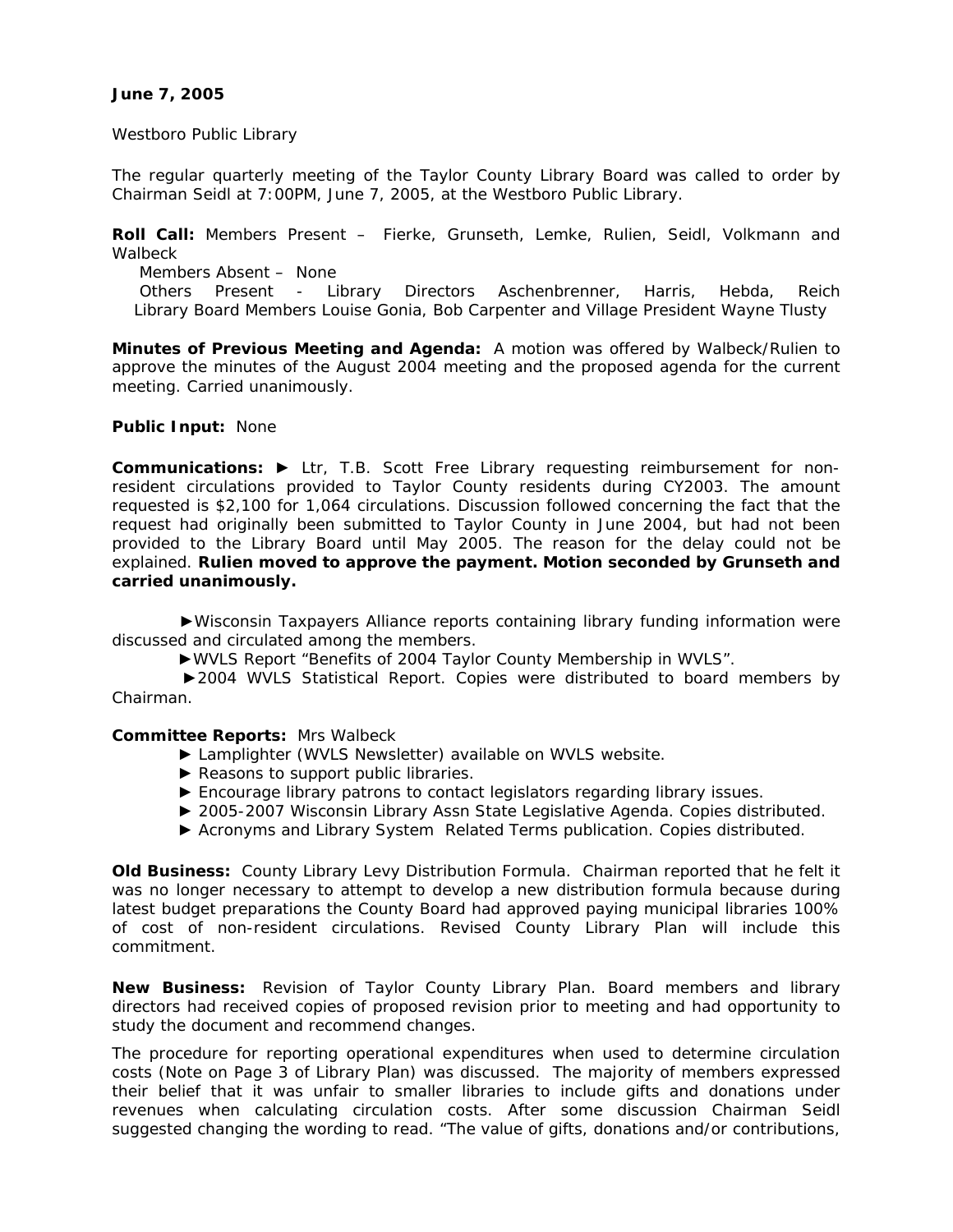**June 7, 2005**

Westboro Public Library

The regular quarterly meeting of the Taylor County Library Board was called to order by Chairman Seidl at 7:00PM, June 7, 2005, at the Westboro Public Library.

**Roll Call:** Members Present – Fierke, Grunseth, Lemke, Rulien, Seidl, Volkmann and Walbeck

Members Absent – None

Others Present - Library Directors Aschenbrenner, Harris, Hebda, Reich Library Board Members Louise Gonia, Bob Carpenter and Village President Wayne Tlusty

**Minutes of Previous Meeting and Agenda:** A motion was offered by Walbeck/Rulien to approve the minutes of the August 2004 meeting and the proposed agenda for the current meeting. Carried unanimously.

**Public Input:** None

**Communications:** ► Ltr, T.B. Scott Free Library requesting reimbursement for non-resident circulations provided to Taylor County residents during CY2003. The amount requested is $2,100 for 1,064 circulations. Discussion followed concerning the fact that the request had originally been submitted to Taylor County in June 2004, but had not been provided to the Library Board until May 2005. The reason for the delay could not be explained. **Rulien moved to approve the payment. Motion seconded by Grunseth and carried unanimously.**

►Wisconsin Taxpayers Alliance reports containing library funding information were discussed and circulated among the members.

►WVLS Report "Benefits of 2004 Taylor County Membership in WVLS".

►2004 WVLS Statistical Report. Copies were distributed to board members by Chairman.

**Committee Reports:** Mrs Walbeck

- ► Lamplighter (WVLS Newsletter) available on WVLS website.
- ► Reasons to support public libraries.
- ► Encourage library patrons to contact legislators regarding library issues.
- ► 2005-2007 Wisconsin Library Assn State Legislative Agenda. Copies distributed.
- ► Acronyms and Library System Related Terms publication. Copies distributed.

**Old Business:** County Library Levy Distribution Formula. Chairman reported that he felt it was no longer necessary to attempt to develop a new distribution formula because during latest budget preparations the County Board had approved paying municipal libraries 100% of cost of non-resident circulations. Revised County Library Plan will include this commitment.

**New Business:** Revision of Taylor County Library Plan. Board members and library directors had received copies of proposed revision prior to meeting and had opportunity to study the document and recommend changes.

The procedure for reporting operational expenditures when used to determine circulation costs (Note on Page 3 of Library Plan) was discussed. The majority of members expressed their belief that it was unfair to smaller libraries to include gifts and donations under revenues when calculating circulation costs. After some discussion Chairman Seidl suggested changing the wording to read. "The value of gifts, donations and/or contributions,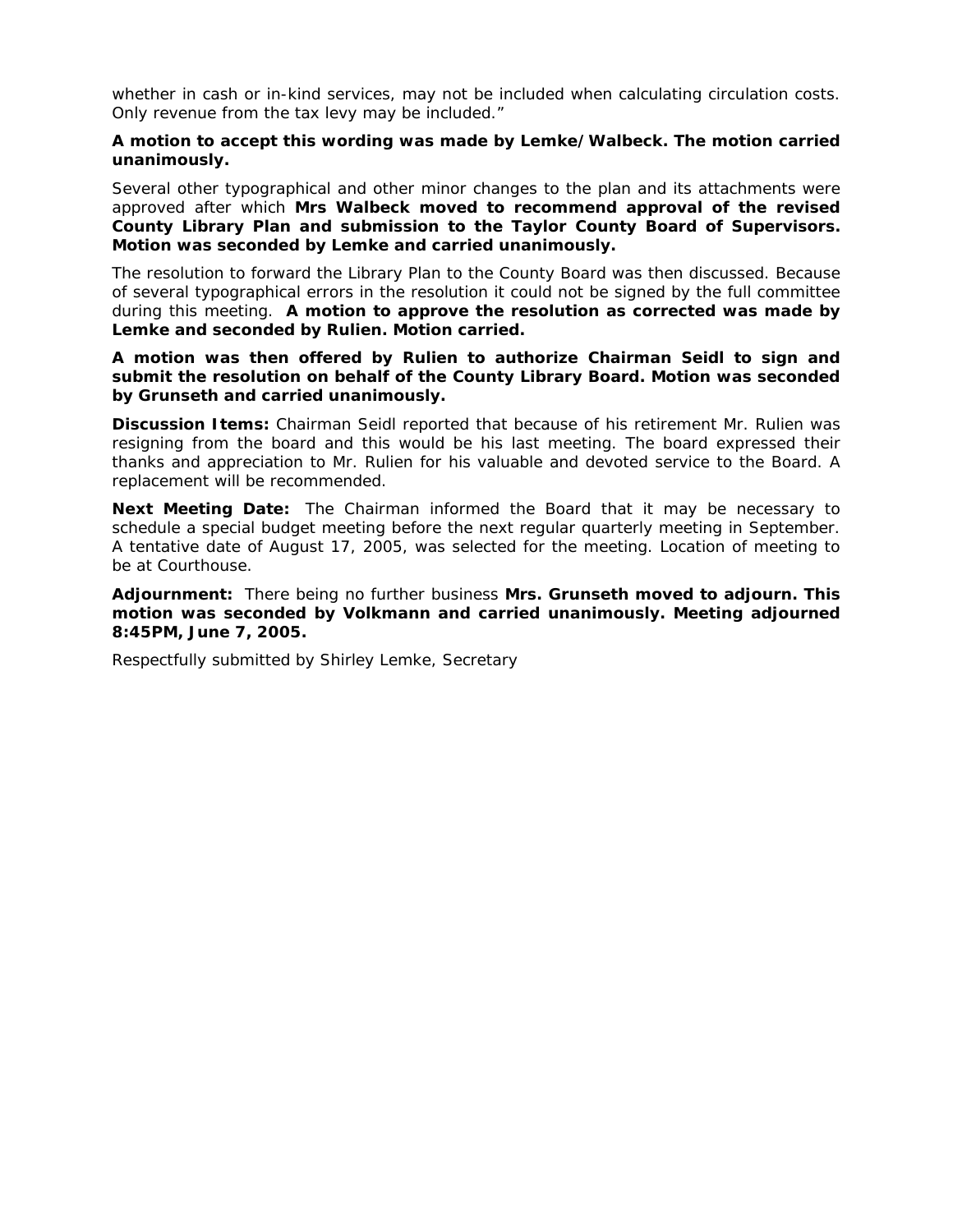whether in cash or in-kind services, may not be included when calculating circulation costs. Only revenue from the tax levy may be included."

**A motion to accept this wording was made by Lemke/Walbeck. The motion carried unanimously.**

Several other typographical and other minor changes to the plan and its attachments were approved after which **Mrs Walbeck moved to recommend approval of the revised County Library Plan and submission to the Taylor County Board of Supervisors. Motion was seconded by Lemke and carried unanimously.**

The resolution to forward the Library Plan to the County Board was then discussed. Because of several typographical errors in the resolution it could not be signed by the full committee during this meeting. **A motion to approve the resolution as corrected was made by Lemke and seconded by Rulien. Motion carried.**

**A motion was then offered by Rulien to authorize Chairman Seidl to sign and submit the resolution on behalf of the County Library Board. Motion was seconded by Grunseth and carried unanimously.**

**Discussion Items:** Chairman Seidl reported that because of his retirement Mr. Rulien was resigning from the board and this would be his last meeting. The board expressed their thanks and appreciation to Mr. Rulien for his valuable and devoted service to the Board. A replacement will be recommended.

**Next Meeting Date:** The Chairman informed the Board that it may be necessary to schedule a special budget meeting before the next regular quarterly meeting in September. A tentative date of August 17, 2005, was selected for the meeting. Location of meeting to be at Courthouse.

**Adjournment:** There being no further business **Mrs. Grunseth moved to adjourn. This motion was seconded by Volkmann and carried unanimously. Meeting adjourned 8:45PM, June 7, 2005.**

Respectfully submitted by Shirley Lemke, Secretary